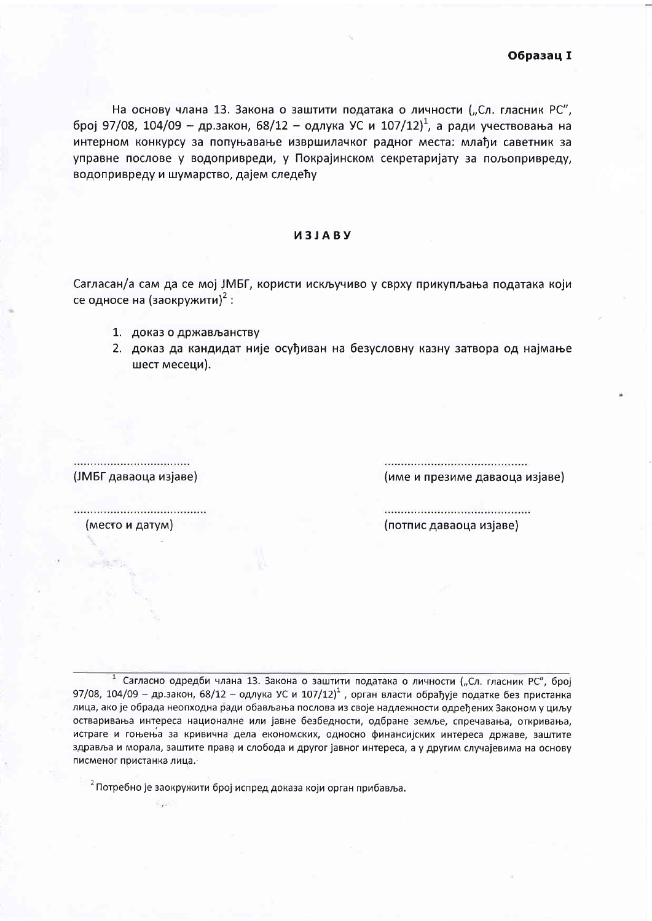**Образац I**

На основу члана 13. Закона о заштити података о личности („Сл. гласник РС", број 97/08, 104/09 – др.закон, 68/12 – одлука УС и 107/12)[1], а ради учествовања на интерном конкурсу за попуњавање извршилачког радног места: млађи саветник за управне послове у водопривреди, у Покрајинском секретаријату за пољопривреду, водопривреду и шумарство, дајем следећу

**ИЗЈАВУ**

Сагласан/а сам да се мој ЈМБГ, користи искључиво у сврху прикупљања података који се односе на (заокружити)[2] :

1. доказ о држављанству
2. доказ да кандидат није осуђиван на безусловну казну затвора од најмање шест месеци).

.................................
(ЈМБГ даваоца изјаве)

..........................................
(име и презиме даваоца изјаве)

.......................................
(место и датум)

..........................................
(потпис даваоца изјаве)

---

[1] Сагласно одредби члана 13. Закона о заштити података о личности („Сл. гласник РС", број 97/08, 104/09 – др.закон, 68/12 – одлука УС и 107/12)[1] , орган власти обрађује податке без пристанка лица, ако је обрада неопходна ради обављања послова из своје надлежности одређених Законом у циљу остваривања интереса националне или јавне безбедности, одбране земље, спречавања, откривања, истраге и гоњења за кривична дела економских, односно финансијских интереса државе, заштите здравља и морала, заштите права и слобода и другог јавног интереса, а у другим случајевима на основу писменог пристанка лица.

[2] Потребно је заокружити број испред доказа који орган прибавља.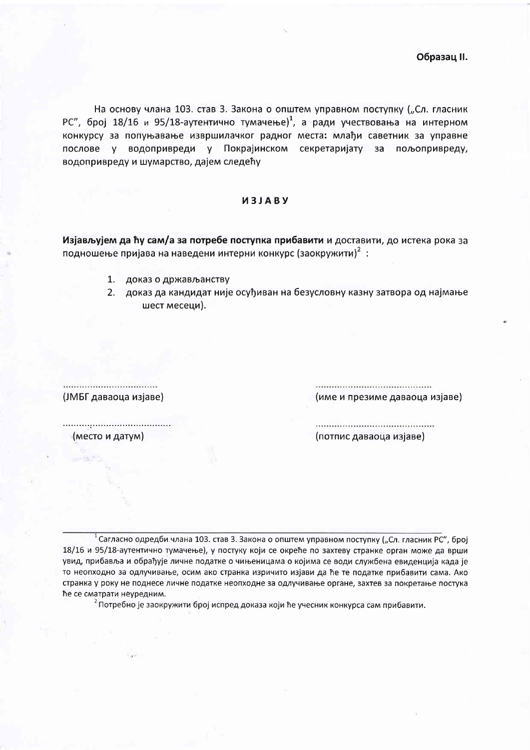**Образац II.**

На основу члана 103. став 3. Закона о општем управном поступку („Сл. гласник РС", број 18/16 и 95/18-аутентично тумачење)[1], а ради учествовања на интерном конкурсу за попуњавање извршилачког радног места: млађи саветник за управне послове у водопривреди у Покрајинском секретаријату за пољопривреду, водопривреду и шумарство, дајем следећу

## ИЗЈАВУ

**Изјављујем да ћу сам/а за потребе поступка прибавити** и доставити, до истека рока за подношење пријава на наведени интерни конкурс (заокружити)[2] :

1. доказ о држављанству
2. доказ да кандидат није осуђиван на безусловну казну затвора од најмање шест месеци).

| | |
|---|---|
| ................................... | ............................................ |
| (ЈМБГ даваоца изјаве) | (име и презиме даваоца изјаве) |
| ........................................... | ............................................ |
| (место и датум) | (потпис даваоца изјаве) |

---

[1] Сагласно одредби члана 103. став 3. Закона о општем управном поступку („Сл. гласник РС", број 18/16 и 95/18-аутентично тумачење), у постуку који се окреће по захтеву странке орган може да врши увид, прибавља и обрађује личне податке о чињеницама о којима се води службена евиденција када је то неопходно за одлучивање, осим ако странка изричито изјави да ће те податке прибавити сама. Ако странка у року не поднесе личне податке неопходне за одлучивање органе, захтев за покретање постука ће се сматрати неуредним.

[2] Потребно је заокружити број испред доказа који ће учесник конкурса сам прибавити.